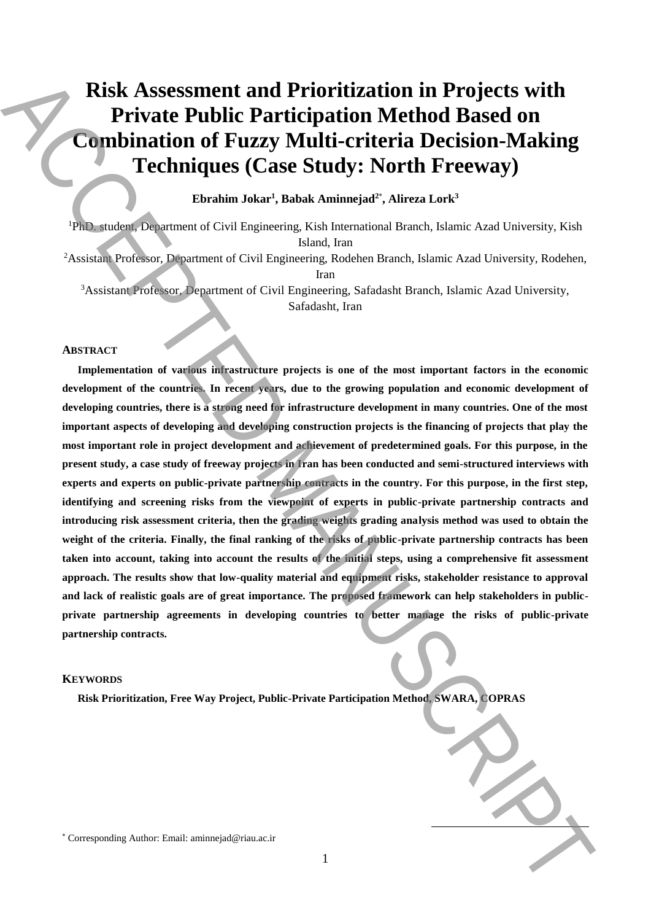# Risk Assessment and Prioritization in Projects with Private Public Participation Method Based on Combination of Fuzzy Multi-criteria Decision-Making Techniques (Case Study: North Freeway)

**Ebrahim Jokar[1], Babak Aminnejad[2*], Alireza Lork[3]**

[1]PhD. student, Department of Civil Engineering, Kish International Branch, Islamic Azad University, Kish Island, Iran

[2]Assistant Professor, Department of Civil Engineering, Rodehen Branch, Islamic Azad University, Rodehen, Iran

[3]Assistant Professor, Department of Civil Engineering, Safadasht Branch, Islamic Azad University, Safadasht, Iran

## ABSTRACT

**Implementation of various infrastructure projects is one of the most important factors in the economic development of the countries. In recent years, due to the growing population and economic development of developing countries, there is a strong need for infrastructure development in many countries. One of the most important aspects of developing and developing construction projects is the financing of projects that play the most important role in project development and achievement of predetermined goals. For this purpose, in the present study, a case study of freeway projects in Iran has been conducted and semi-structured interviews with experts and experts on public-private partnership contracts in the country. For this purpose, in the first step, identifying and screening risks from the viewpoint of experts in public-private partnership contracts and introducing risk assessment criteria, then the grading weights grading analysis method was used to obtain the weight of the criteria. Finally, the final ranking of the risks of public-private partnership contracts has been taken into account, taking into account the results of the initial steps, using a comprehensive fit assessment approach. The results show that low-quality material and equipment risks, stakeholder resistance to approval and lack of realistic goals are of great importance. The proposed framework can help stakeholders in public-private partnership agreements in developing countries to better manage the risks of public-private partnership contracts.**

## KEYWORDS

**Risk Prioritization, Free Way Project, Public-Private Participation Method, SWARA, COPRAS**

[*] Corresponding Author: Email: aminnejad@riau.ac.ir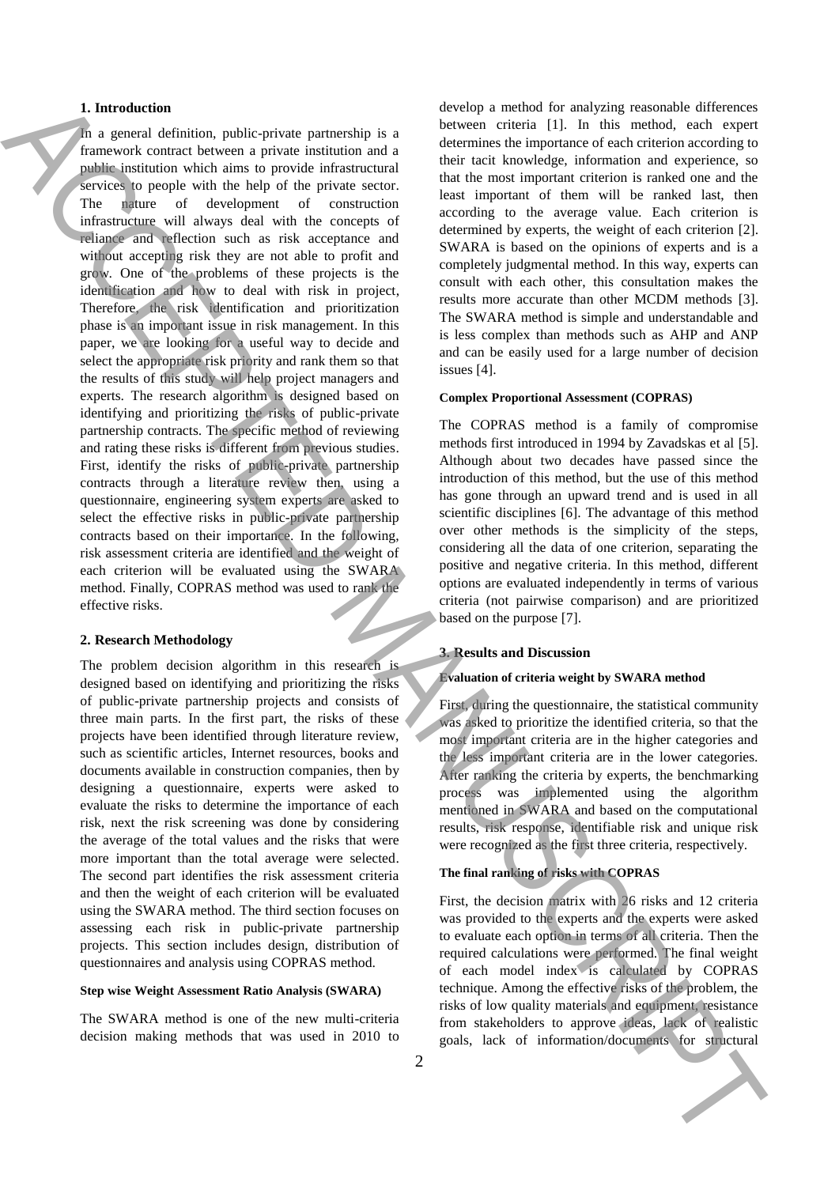## 1. Introduction

In a general definition, public-private partnership is a framework contract between a private institution and a public institution which aims to provide infrastructural services to people with the help of the private sector. The nature of development of construction infrastructure will always deal with the concepts of reliance and reflection such as risk acceptance and without accepting risk they are not able to profit and grow. One of the problems of these projects is the identification and how to deal with risk in project, Therefore, the risk identification and prioritization phase is an important issue in risk management. In this paper, we are looking for a useful way to decide and select the appropriate risk priority and rank them so that the results of this study will help project managers and experts. The research algorithm is designed based on identifying and prioritizing the risks of public-private partnership contracts. The specific method of reviewing and rating these risks is different from previous studies. First, identify the risks of public-private partnership contracts through a literature review then, using a questionnaire, engineering system experts are asked to select the effective risks in public-private partnership contracts based on their importance. In the following, risk assessment criteria are identified and the weight of each criterion will be evaluated using the SWARA method. Finally, COPRAS method was used to rank the effective risks.

## 2. Research Methodology

The problem decision algorithm in this research is designed based on identifying and prioritizing the risks of public-private partnership projects and consists of three main parts. In the first part, the risks of these projects have been identified through literature review, such as scientific articles, Internet resources, books and documents available in construction companies, then by designing a questionnaire, experts were asked to evaluate the risks to determine the importance of each risk, next the risk screening was done by considering the average of the total values and the risks that were more important than the total average were selected. The second part identifies the risk assessment criteria and then the weight of each criterion will be evaluated using the SWARA method. The third section focuses on assessing each risk in public-private partnership projects. This section includes design, distribution of questionnaires and analysis using COPRAS method.

#### Step wise Weight Assessment Ratio Analysis (SWARA)

The SWARA method is one of the new multi-criteria decision making methods that was used in 2010 to develop a method for analyzing reasonable differences between criteria [1]. In this method, each expert determines the importance of each criterion according to their tacit knowledge, information and experience, so that the most important criterion is ranked one and the least important of them will be ranked last, then according to the average value. Each criterion is determined by experts, the weight of each criterion [2]. SWARA is based on the opinions of experts and is a completely judgmental method. In this way, experts can consult with each other, this consultation makes the results more accurate than other MCDM methods [3]. The SWARA method is simple and understandable and is less complex than methods such as AHP and ANP and can be easily used for a large number of decision issues [4].

#### Complex Proportional Assessment (COPRAS)

The COPRAS method is a family of compromise methods first introduced in 1994 by Zavadskas et al [5]. Although about two decades have passed since the introduction of this method, but the use of this method has gone through an upward trend and is used in all scientific disciplines [6]. The advantage of this method over other methods is the simplicity of the steps, considering all the data of one criterion, separating the positive and negative criteria. In this method, different options are evaluated independently in terms of various criteria (not pairwise comparison) and are prioritized based on the purpose [7].

## 3. Results and Discussion

#### Evaluation of criteria weight by SWARA method

First, during the questionnaire, the statistical community was asked to prioritize the identified criteria, so that the most important criteria are in the higher categories and the less important criteria are in the lower categories. After ranking the criteria by experts, the benchmarking process was implemented using the algorithm mentioned in SWARA and based on the computational results, risk response, identifiable risk and unique risk were recognized as the first three criteria, respectively.

#### The final ranking of risks with COPRAS

First, the decision matrix with 26 risks and 12 criteria was provided to the experts and the experts were asked to evaluate each option in terms of all criteria. Then the required calculations were performed. The final weight of each model index is calculated by COPRAS technique. Among the effective risks of the problem, the risks of low quality materials and equipment, resistance from stakeholders to approve ideas, lack of realistic goals, lack of information/documents for structural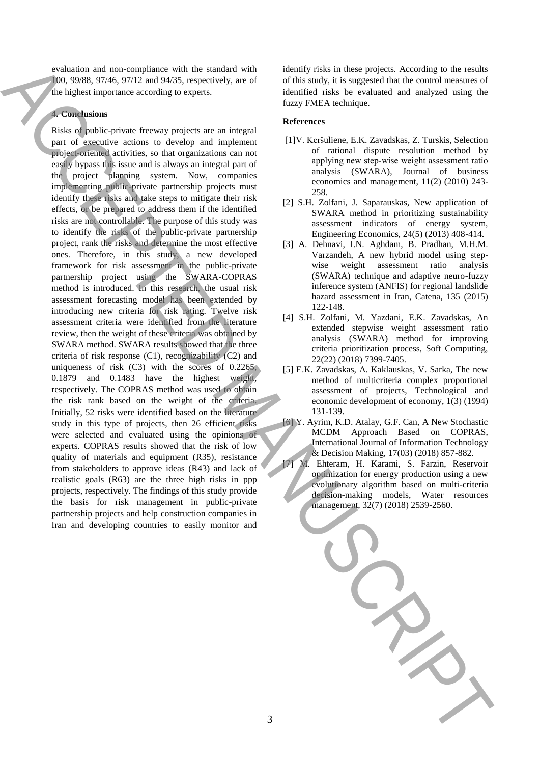evaluation and non-compliance with the standard with 100, 99/88, 97/46, 97/12 and 94/35, respectively, are of the highest importance according to experts.

## 4. Conclusions

Risks of public-private freeway projects are an integral part of executive actions to develop and implement project-oriented activities, so that organizations can not easily bypass this issue and is always an integral part of the project planning system. Now, companies implementing public-private partnership projects must identify these risks and take steps to mitigate their risk effects, or be prepared to address them if the identified risks are not controllable. The purpose of this study was to identify the risks of the public-private partnership project, rank the risks and determine the most effective ones. Therefore, in this study, a new developed framework for risk assessment in the public-private partnership project using the SWARA-COPRAS method is introduced. In this research, the usual risk assessment forecasting model has been extended by introducing new criteria for risk rating. Twelve risk assessment criteria were identified from the literature review, then the weight of these criteria was obtained by SWARA method. SWARA results showed that the three criteria of risk response (C1), recognizability (C2) and uniqueness of risk (C3) with the scores of 0.2265, 0.1879 and 0.1483 have the highest weight, respectively. The COPRAS method was used to obtain the risk rank based on the weight of the criteria. Initially, 52 risks were identified based on the literature study in this type of projects, then 26 efficient risks were selected and evaluated using the opinions of experts. COPRAS results showed that the risk of low quality of materials and equipment (R35), resistance from stakeholders to approve ideas (R43) and lack of realistic goals (R63) are the three high risks in ppp projects, respectively. The findings of this study provide the basis for risk management in public-private partnership projects and help construction companies in Iran and developing countries to easily monitor and identify risks in these projects. According to the results of this study, it is suggested that the control measures of identified risks be evaluated and analyzed using the fuzzy FMEA technique.

### References

[1] V. Keršuliene, E.K. Zavadskas, Z. Turskis, Selection of rational dispute resolution method by applying new step-wise weight assessment ratio analysis (SWARA), Journal of business economics and management, 11(2) (2010) 243-258.

[2] S.H. Zolfani, J. Saparauskas, New application of SWARA method in prioritizing sustainability assessment indicators of energy system, Engineering Economics, 24(5) (2013) 408-414.

[3] A. Dehnavi, I.N. Aghdam, B. Pradhan, M.H.M. Varzandeh, A new hybrid model using step-wise weight assessment ratio analysis (SWARA) technique and adaptive neuro-fuzzy inference system (ANFIS) for regional landslide hazard assessment in Iran, Catena, 135 (2015) 122-148.

[4] S.H. Zolfani, M. Yazdani, E.K. Zavadskas, An extended stepwise weight assessment ratio analysis (SWARA) method for improving criteria prioritization process, Soft Computing, 22(22) (2018) 7399-7405.

[5] E.K. Zavadskas, A. Kaklauskas, V. Sarka, The new method of multicriteria complex proportional assessment of projects, Technological and economic development of economy, 1(3) (1994) 131-139.

[6] Y. Ayrim, K.D. Atalay, G.F. Can, A New Stochastic MCDM Approach Based on COPRAS, International Journal of Information Technology & Decision Making, 17(03) (2018) 857-882.

[7] M. Ehteram, H. Karami, S. Farzin, Reservoir optimization for energy production using a new evolutionary algorithm based on multi-criteria decision-making models, Water resources management, 32(7) (2018) 2539-2560.